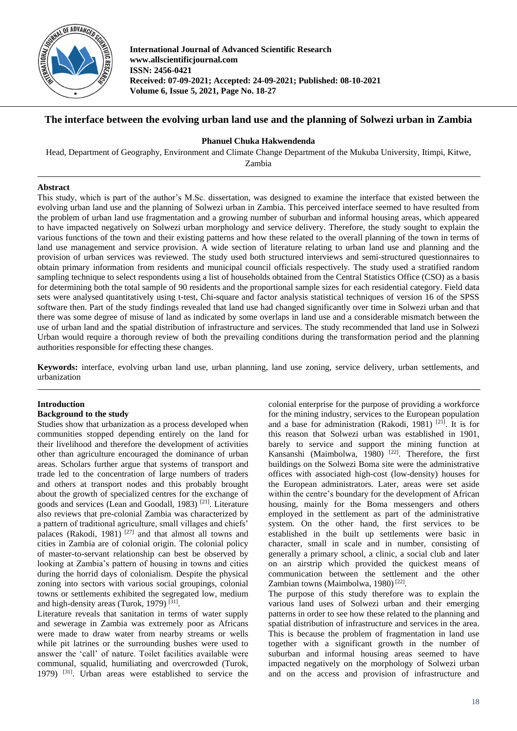# The interface between the evolving urban land use and the planning of Solwezi urban in Zambia

**Phanuel Chuka Hakwendenda**

Head, Department of Geography, Environment and Climate Change Department of the Mukuba University, Itimpi, Kitwe, Zambia

## Abstract

This study, which is part of the author's M.Sc. dissertation, was designed to examine the interface that existed between the evolving urban land use and the planning of Solwezi urban in Zambia. This perceived interface seemed to have resulted from the problem of urban land use fragmentation and a growing number of suburban and informal housing areas, which appeared to have impacted negatively on Solwezi urban morphology and service delivery. Therefore, the study sought to explain the various functions of the town and their existing patterns and how these related to the overall planning of the town in terms of land use management and service provision. A wide section of literature relating to urban land use and planning and the provision of urban services was reviewed. The study used both structured interviews and semi-structured questionnaires to obtain primary information from residents and municipal council officials respectively. The study used a stratified random sampling technique to select respondents using a list of households obtained from the Central Statistics Office (CSO) as a basis for determining both the total sample of 90 residents and the proportional sample sizes for each residential category. Field data sets were analysed quantitatively using t-test, Chi-square and factor analysis statistical techniques of version 16 of the SPSS software then. Part of the study findings revealed that land use had changed significantly over time in Solwezi urban and that there was some degree of misuse of land as indicated by some overlaps in land use and a considerable mismatch between the use of urban land and the spatial distribution of infrastructure and services. The study recommended that land use in Solwezi Urban would require a thorough review of both the prevailing conditions during the transformation period and the planning authorities responsible for effecting these changes.

**Keywords:** interface, evolving urban land use, urban planning, land use zoning, service delivery, urban settlements, and urbanization

## Introduction

### Background to the study

Studies show that urbanization as a process developed when communities stopped depending entirely on the land for their livelihood and therefore the development of activities other than agriculture encouraged the dominance of urban areas. Scholars further argue that systems of transport and trade led to the concentration of large numbers of traders and others at transport nodes and this probably brought about the growth of specialized centres for the exchange of goods and services (Lean and Goodall, 1983) [21]. Literature also reviews that pre-colonial Zambia was characterized by a pattern of traditional agriculture, small villages and chiefs' palaces (Rakodi, 1981) [27] and that almost all towns and cities in Zambia are of colonial origin. The colonial policy of master-to-servant relationship can best be observed by looking at Zambia's pattern of housing in towns and cities during the horrid days of colonialism. Despite the physical zoning into sectors with various social groupings, colonial towns or settlements exhibited the segregated low, medium and high-density areas (Turok, 1979) [31].

Literature reveals that sanitation in terms of water supply and sewerage in Zambia was extremely poor as Africans were made to draw water from nearby streams or wells while pit latrines or the surrounding bushes were used to answer the 'call' of nature. Toilet facilities available were communal, squalid, humiliating and overcrowded (Turok, 1979) [31]. Urban areas were established to service the colonial enterprise for the purpose of providing a workforce for the mining industry, services to the European population and a base for administration (Rakodi, 1981) [21]. It is for this reason that Solwezi urban was established in 1901, barely to service and support the mining function at Kansanshi (Maimbolwa, 1980) [22]. Therefore, the first buildings on the Solwezi Boma site were the administrative offices with associated high-cost (low-density) houses for the European administrators. Later, areas were set aside within the centre's boundary for the development of African housing, mainly for the Boma messengers and others employed in the settlement as part of the administrative system. On the other hand, the first services to be established in the built up settlements were basic in character, small in scale and in number, consisting of generally a primary school, a clinic, a social club and later on an airstrip which provided the quickest means of communication between the settlement and the other Zambian towns (Maimbolwa, 1980) [22].

The purpose of this study therefore was to explain the various land uses of Solwezi urban and their emerging patterns in order to see how these related to the planning and spatial distribution of infrastructure and services in the area. This is because the problem of fragmentation in land use together with a significant growth in the number of suburban and informal housing areas seemed to have impacted negatively on the morphology of Solwezi urban and on the access and provision of infrastructure and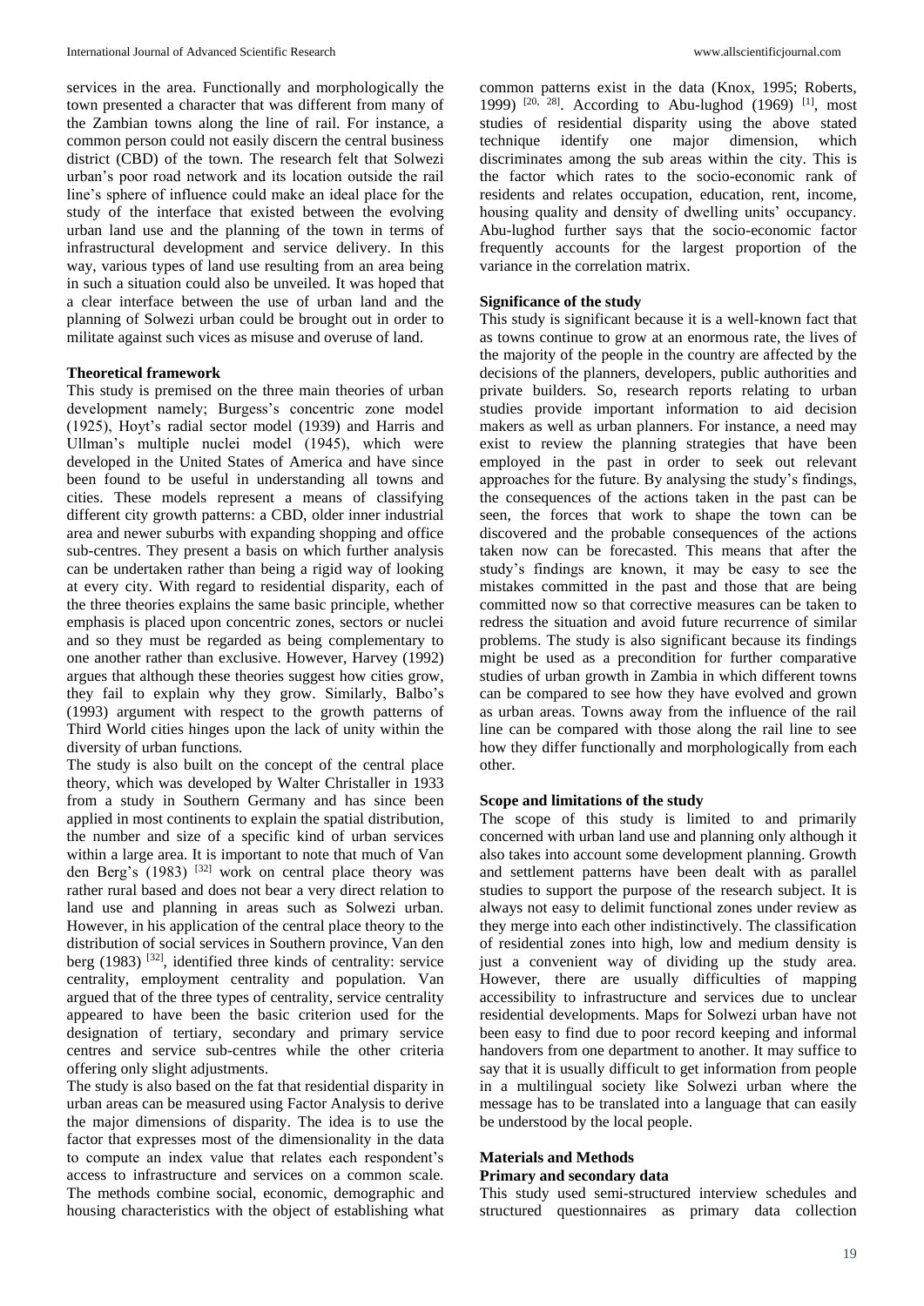services in the area. Functionally and morphologically the town presented a character that was different from many of the Zambian towns along the line of rail. For instance, a common person could not easily discern the central business district (CBD) of the town. The research felt that Solwezi urban's poor road network and its location outside the rail line's sphere of influence could make an ideal place for the study of the interface that existed between the evolving urban land use and the planning of the town in terms of infrastructural development and service delivery. In this way, various types of land use resulting from an area being in such a situation could also be unveiled. It was hoped that a clear interface between the use of urban land and the planning of Solwezi urban could be brought out in order to militate against such vices as misuse and overuse of land.

### Theoretical framework

This study is premised on the three main theories of urban development namely; Burgess's concentric zone model (1925), Hoyt's radial sector model (1939) and Harris and Ullman's multiple nuclei model (1945), which were developed in the United States of America and have since been found to be useful in understanding all towns and cities. These models represent a means of classifying different city growth patterns: a CBD, older inner industrial area and newer suburbs with expanding shopping and office sub-centres. They present a basis on which further analysis can be undertaken rather than being a rigid way of looking at every city. With regard to residential disparity, each of the three theories explains the same basic principle, whether emphasis is placed upon concentric zones, sectors or nuclei and so they must be regarded as being complementary to one another rather than exclusive. However, Harvey (1992) argues that although these theories suggest how cities grow, they fail to explain why they grow. Similarly, Balbo's (1993) argument with respect to the growth patterns of Third World cities hinges upon the lack of unity within the diversity of urban functions.

The study is also built on the concept of the central place theory, which was developed by Walter Christaller in 1933 from a study in Southern Germany and has since been applied in most continents to explain the spatial distribution, the number and size of a specific kind of urban services within a large area. It is important to note that much of Van den Berg's (1983) [32] work on central place theory was rather rural based and does not bear a very direct relation to land use and planning in areas such as Solwezi urban. However, in his application of the central place theory to the distribution of social services in Southern province, Van den berg (1983) [32], identified three kinds of centrality: service centrality, employment centrality and population. Van argued that of the three types of centrality, service centrality appeared to have been the basic criterion used for the designation of tertiary, secondary and primary service centres and service sub-centres while the other criteria offering only slight adjustments.

The study is also based on the fat that residential disparity in urban areas can be measured using Factor Analysis to derive the major dimensions of disparity. The idea is to use the factor that expresses most of the dimensionality in the data to compute an index value that relates each respondent's access to infrastructure and services on a common scale. The methods combine social, economic, demographic and housing characteristics with the object of establishing what common patterns exist in the data (Knox, 1995; Roberts, 1999) [20, 28]. According to Abu-lughod (1969) [1], most studies of residential disparity using the above stated technique identify one major dimension, which discriminates among the sub areas within the city. This is the factor which rates to the socio-economic rank of residents and relates occupation, education, rent, income, housing quality and density of dwelling units' occupancy. Abu-lughod further says that the socio-economic factor frequently accounts for the largest proportion of the variance in the correlation matrix.

### Significance of the study

This study is significant because it is a well-known fact that as towns continue to grow at an enormous rate, the lives of the majority of the people in the country are affected by the decisions of the planners, developers, public authorities and private builders. So, research reports relating to urban studies provide important information to aid decision makers as well as urban planners. For instance, a need may exist to review the planning strategies that have been employed in the past in order to seek out relevant approaches for the future. By analysing the study's findings, the consequences of the actions taken in the past can be seen, the forces that work to shape the town can be discovered and the probable consequences of the actions taken now can be forecasted. This means that after the study's findings are known, it may be easy to see the mistakes committed in the past and those that are being committed now so that corrective measures can be taken to redress the situation and avoid future recurrence of similar problems. The study is also significant because its findings might be used as a precondition for further comparative studies of urban growth in Zambia in which different towns can be compared to see how they have evolved and grown as urban areas. Towns away from the influence of the rail line can be compared with those along the rail line to see how they differ functionally and morphologically from each other.

### Scope and limitations of the study

The scope of this study is limited to and primarily concerned with urban land use and planning only although it also takes into account some development planning. Growth and settlement patterns have been dealt with as parallel studies to support the purpose of the research subject. It is always not easy to delimit functional zones under review as they merge into each other indistinctively. The classification of residential zones into high, low and medium density is just a convenient way of dividing up the study area. However, there are usually difficulties of mapping accessibility to infrastructure and services due to unclear residential developments. Maps for Solwezi urban have not been easy to find due to poor record keeping and informal handovers from one department to another. It may suffice to say that it is usually difficult to get information from people in a multilingual society like Solwezi urban where the message has to be translated into a language that can easily be understood by the local people.

## Materials and Methods

### Primary and secondary data

This study used semi-structured interview schedules and structured questionnaires as primary data collection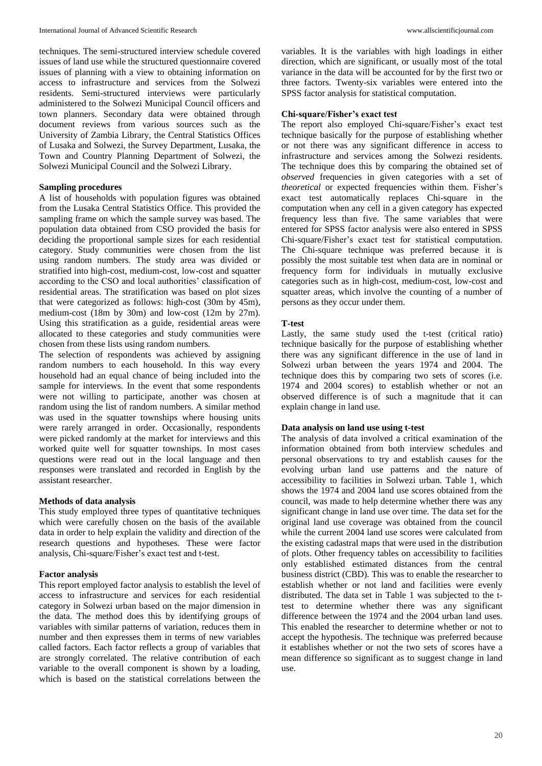techniques. The semi-structured interview schedule covered issues of land use while the structured questionnaire covered issues of planning with a view to obtaining information on access to infrastructure and services from the Solwezi residents. Semi-structured interviews were particularly administered to the Solwezi Municipal Council officers and town planners. Secondary data were obtained through document reviews from various sources such as the University of Zambia Library, the Central Statistics Offices of Lusaka and Solwezi, the Survey Department, Lusaka, the Town and Country Planning Department of Solwezi, the Solwezi Municipal Council and the Solwezi Library.

### Sampling procedures

A list of households with population figures was obtained from the Lusaka Central Statistics Office. This provided the sampling frame on which the sample survey was based. The population data obtained from CSO provided the basis for deciding the proportional sample sizes for each residential category. Study communities were chosen from the list using random numbers. The study area was divided or stratified into high-cost, medium-cost, low-cost and squatter according to the CSO and local authorities' classification of residential areas. The stratification was based on plot sizes that were categorized as follows: high-cost (30m by 45m), medium-cost (18m by 30m) and low-cost (12m by 27m). Using this stratification as a guide, residential areas were allocated to these categories and study communities were chosen from these lists using random numbers.

The selection of respondents was achieved by assigning random numbers to each household. In this way every household had an equal chance of being included into the sample for interviews. In the event that some respondents were not willing to participate, another was chosen at random using the list of random numbers. A similar method was used in the squatter townships where housing units were rarely arranged in order. Occasionally, respondents were picked randomly at the market for interviews and this worked quite well for squatter townships. In most cases questions were read out in the local language and then responses were translated and recorded in English by the assistant researcher.

### Methods of data analysis

This study employed three types of quantitative techniques which were carefully chosen on the basis of the available data in order to help explain the validity and direction of the research questions and hypotheses. These were factor analysis, Chi-square/Fisher's exact test and t-test.

### Factor analysis

This report employed factor analysis to establish the level of access to infrastructure and services for each residential category in Solwezi urban based on the major dimension in the data. The method does this by identifying groups of variables with similar patterns of variation, reduces them in number and then expresses them in terms of new variables called factors. Each factor reflects a group of variables that are strongly correlated. The relative contribution of each variable to the overall component is shown by a loading, which is based on the statistical correlations between the variables. It is the variables with high loadings in either direction, which are significant, or usually most of the total variance in the data will be accounted for by the first two or three factors. Twenty-six variables were entered into the SPSS factor analysis for statistical computation.

### Chi-square/Fisher's exact test

The report also employed Chi-square/Fisher's exact test technique basically for the purpose of establishing whether or not there was any significant difference in access to infrastructure and services among the Solwezi residents. The technique does this by comparing the obtained set of *observed* frequencies in given categories with a set of *theoretical* or expected frequencies within them. Fisher's exact test automatically replaces Chi-square in the computation when any cell in a given category has expected frequency less than five. The same variables that were entered for SPSS factor analysis were also entered in SPSS Chi-square/Fisher's exact test for statistical computation. The Chi-square technique was preferred because it is possibly the most suitable test when data are in nominal or frequency form for individuals in mutually exclusive categories such as in high-cost, medium-cost, low-cost and squatter areas, which involve the counting of a number of persons as they occur under them.

### T-test

Lastly, the same study used the t-test (critical ratio) technique basically for the purpose of establishing whether there was any significant difference in the use of land in Solwezi urban between the years 1974 and 2004. The technique does this by comparing two sets of scores (i.e. 1974 and 2004 scores) to establish whether or not an observed difference is of such a magnitude that it can explain change in land use.

### Data analysis on land use using t-test

The analysis of data involved a critical examination of the information obtained from both interview schedules and personal observations to try and establish causes for the evolving urban land use patterns and the nature of accessibility to facilities in Solwezi urban. Table 1, which shows the 1974 and 2004 land use scores obtained from the council, was made to help determine whether there was any significant change in land use over time. The data set for the original land use coverage was obtained from the council while the current 2004 land use scores were calculated from the existing cadastral maps that were used in the distribution of plots. Other frequency tables on accessibility to facilities only established estimated distances from the central business district (CBD). This was to enable the researcher to establish whether or not land and facilities were evenly distributed. The data set in Table 1 was subjected to the t-test to determine whether there was any significant difference between the 1974 and the 2004 urban land uses. This enabled the researcher to determine whether or not to accept the hypothesis. The technique was preferred because it establishes whether or not the two sets of scores have a mean difference so significant as to suggest change in land use.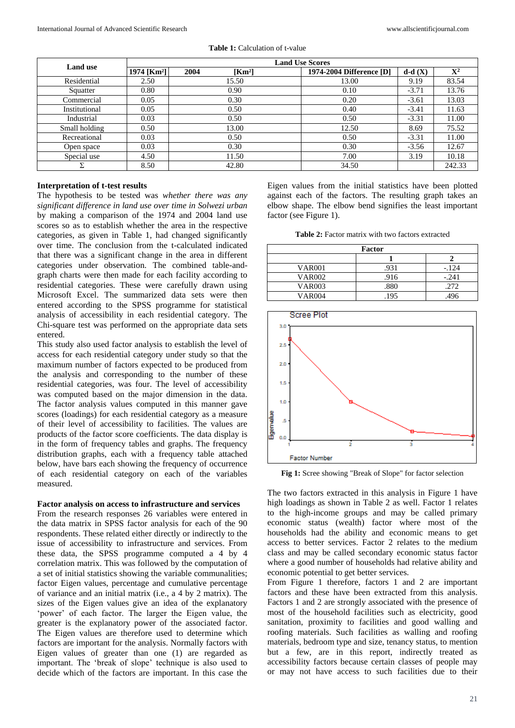**Table 1:** Calculation of t-value

| Land use | Land Use Scores | | | | |
|---|---|---|---|---|---|
| | 1974 [Km²] | 2004 [Km²] | 1974-2004 Difference [D] | d-d (X) | X² |
| Residential | 2.50 | 15.50 | 13.00 | 9.19 | 83.54 |
| Squatter | 0.80 | 0.90 | 0.10 | -3.71 | 13.76 |
| Commercial | 0.05 | 0.30 | 0.20 | -3.61 | 13.03 |
| Institutional | 0.05 | 0.50 | 0.40 | -3.41 | 11.63 |
| Industrial | 0.03 | 0.50 | 0.50 | -3.31 | 11.00 |
| Small holding | 0.50 | 13.00 | 12.50 | 8.69 | 75.52 |
| Recreational | 0.03 | 0.50 | 0.50 | -3.31 | 11.00 |
| Open space | 0.03 | 0.30 | 0.30 | -3.56 | 12.67 |
| Special use | 4.50 | 11.50 | 7.00 | 3.19 | 10.18 |
| Σ | 8.50 | 42.80 | 34.50 | | 242.33 |

**Interpretation of t-test results**

The hypothesis to be tested was *whether there was any significant difference in land use over time in Solwezi urban* by making a comparison of the 1974 and 2004 land use scores so as to establish whether the area in the respective categories, as given in Table 1, had changed significantly over time. The conclusion from the t-calculated indicated that there was a significant change in the area in different categories under observation. The combined table-and-graph charts were then made for each facility according to residential categories. These were carefully drawn using Microsoft Excel. The summarized data sets were then entered according to the SPSS programme for statistical analysis of accessibility in each residential category. The Chi-square test was performed on the appropriate data sets entered.

This study also used factor analysis to establish the level of access for each residential category under study so that the maximum number of factors expected to be produced from the analysis and corresponding to the number of these residential categories, was four. The level of accessibility was computed based on the major dimension in the data. The factor analysis values computed in this manner gave scores (loadings) for each residential category as a measure of their level of accessibility to facilities. The values are products of the factor score coefficients. The data display is in the form of frequency tables and graphs. The frequency distribution graphs, each with a frequency table attached below, have bars each showing the frequency of occurrence of each residential category on each of the variables measured.

**Factor analysis on access to infrastructure and services**

From the research responses 26 variables were entered in the data matrix in SPSS factor analysis for each of the 90 respondents. These related either directly or indirectly to the issue of accessibility to infrastructure and services. From these data, the SPSS programme computed a 4 by 4 correlation matrix. This was followed by the computation of a set of initial statistics showing the variable communalities; factor Eigen values, percentage and cumulative percentage of variance and an initial matrix (i.e., a 4 by 2 matrix). The sizes of the Eigen values give an idea of the explanatory 'power' of each factor. The larger the Eigen value, the greater is the explanatory power of the associated factor. The Eigen values are therefore used to determine which factors are important for the analysis. Normally factors with Eigen values of greater than one (1) are regarded as important. The 'break of slope' technique is also used to decide which of the factors are important. In this case the Eigen values from the initial statistics have been plotted against each of the factors. The resulting graph takes an elbow shape. The elbow bend signifies the least important factor (see Figure 1).

**Table 2:** Factor matrix with two factors extracted

| | Factor | |
|---|---|---|
| | 1 | 2 |
| VAR001 | .931 | -.124 |
| VAR002 | .916 | -.241 |
| VAR003 | .880 | .272 |
| VAR004 | .195 | .496 |

**Fig 1:** Scree showing "Break of Slope" for factor selection

The two factors extracted in this analysis in Figure 1 have high loadings as shown in Table 2 as well. Factor 1 relates to the high-income groups and may be called primary economic status (wealth) factor where most of the households had the ability and economic means to get access to better services. Factor 2 relates to the medium class and may be called secondary economic status factor where a good number of households had relative ability and economic potential to get better services.

From Figure 1 therefore, factors 1 and 2 are important factors and these have been extracted from this analysis. Factors 1 and 2 are strongly associated with the presence of most of the household facilities such as electricity, good sanitation, proximity to facilities and good walling and roofing materials. Such facilities as walling and roofing materials, bedroom type and size, tenancy status, to mention but a few, are in this report, indirectly treated as accessibility factors because certain classes of people may or may not have access to such facilities due to their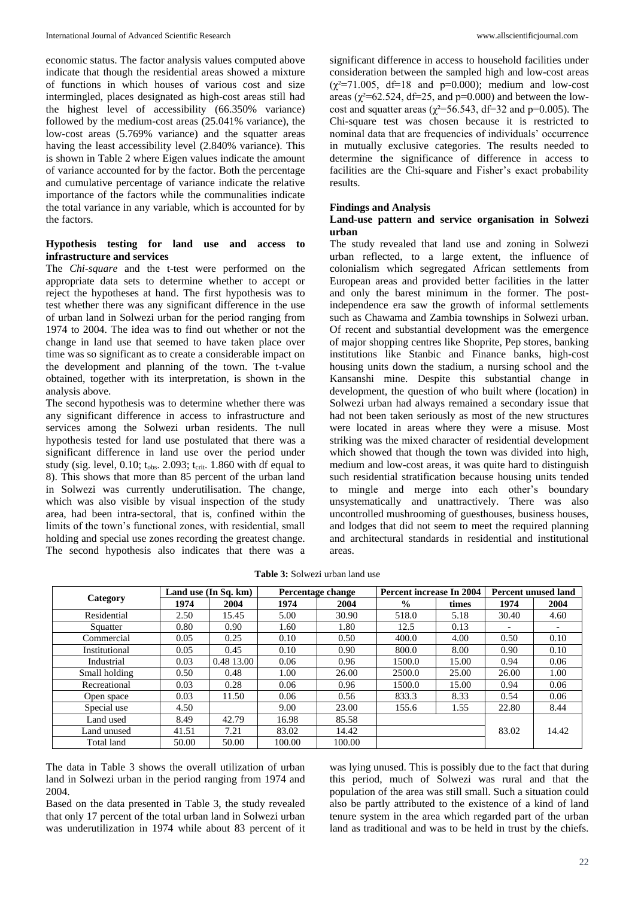economic status. The factor analysis values computed above indicate that though the residential areas showed a mixture of functions in which houses of various cost and size intermingled, places designated as high-cost areas still had the highest level of accessibility (66.350% variance) followed by the medium-cost areas (25.041% variance), the low-cost areas (5.769% variance) and the squatter areas having the least accessibility level (2.840% variance). This is shown in Table 2 where Eigen values indicate the amount of variance accounted for by the factor. Both the percentage and cumulative percentage of variance indicate the relative importance of the factors while the communalities indicate the total variance in any variable, which is accounted for by the factors.

### Hypothesis testing for land use and access to infrastructure and services

The *Chi-square* and the t-test were performed on the appropriate data sets to determine whether to accept or reject the hypotheses at hand. The first hypothesis was to test whether there was any significant difference in the use of urban land in Solwezi urban for the period ranging from 1974 to 2004. The idea was to find out whether or not the change in land use that seemed to have taken place over time was so significant as to create a considerable impact on the development and planning of the town. The t-value obtained, together with its interpretation, is shown in the analysis above.

The second hypothesis was to determine whether there was any significant difference in access to infrastructure and services among the Solwezi urban residents. The null hypothesis tested for land use postulated that there was a significant difference in land use over the period under study (sig. level, 0.10; $t_{obs.}$ 2.093; $t_{crit.}$ 1.860 with df equal to 8). This shows that more than 85 percent of the urban land in Solwezi was currently underutilisation. The change, which was also visible by visual inspection of the study area, had been intra-sectoral, that is, confined within the limits of the town's functional zones, with residential, small holding and special use zones recording the greatest change. The second hypothesis also indicates that there was a significant difference in access to household facilities under consideration between the sampled high and low-cost areas ($\chi^2$=71.005, df=18 and p=0.000); medium and low-cost areas ($\chi^2$=62.524, df=25, and p=0.000) and between the low-cost and squatter areas ($\chi^2$=56.543, df=32 and p=0.005). The Chi-square test was chosen because it is restricted to nominal data that are frequencies of individuals' occurrence in mutually exclusive categories. The results needed to determine the significance of difference in access to facilities are the Chi-square and Fisher's exact probability results.

### Findings and Analysis

#### Land-use pattern and service organisation in Solwezi urban

The study revealed that land use and zoning in Solwezi urban reflected, to a large extent, the influence of colonialism which segregated African settlements from European areas and provided better facilities in the latter and only the barest minimum in the former. The post-independence era saw the growth of informal settlements such as Chawama and Zambia townships in Solwezi urban. Of recent and substantial development was the emergence of major shopping centres like Shoprite, Pep stores, banking institutions like Stanbic and Finance banks, high-cost housing units down the stadium, a nursing school and the Kansanshi mine. Despite this substantial change in development, the question of who built where (location) in Solwezi urban had always remained a secondary issue that had not been taken seriously as most of the new structures were located in areas where they were a misuse. Most striking was the mixed character of residential development which showed that though the town was divided into high, medium and low-cost areas, it was quite hard to distinguish such residential stratification because housing units tended to mingle and merge into each other's boundary unsystematically and unattractively. There was also uncontrolled mushrooming of guesthouses, business houses, and lodges that did not seem to meet the required planning and architectural standards in residential and institutional areas.

**Table 3:** Solwezi urban land use

| Category | Land use (In Sq. km) | | Percentage change | | Percent increase In 2004 | | Percent unused land | |
|---|---|---|---|---|---|---|---|---|
| | 1974 | 2004 | 1974 | 2004 | % | times | 1974 | 2004 |
| Residential | 2.50 | 15.45 | 5.00 | 30.90 | 518.0 | 5.18 | 30.40 | 4.60 |
| Squatter | 0.80 | 0.90 | 1.60 | 1.80 | 12.5 | 0.13 | - | - |
| Commercial | 0.05 | 0.25 | 0.10 | 0.50 | 400.0 | 4.00 | 0.50 | 0.10 |
| Institutional | 0.05 | 0.45 | 0.10 | 0.90 | 800.0 | 8.00 | 0.90 | 0.10 |
| Industrial | 0.03 | 0.48 13.00 | 0.06 | 0.96 | 1500.0 | 15.00 | 0.94 | 0.06 |
| Small holding | 0.50 | 0.48 | 1.00 | 26.00 | 2500.0 | 25.00 | 26.00 | 1.00 |
| Recreational | 0.03 | 0.28 | 0.06 | 0.96 | 1500.0 | 15.00 | 0.94 | 0.06 |
| Open space | 0.03 | 11.50 | 0.06 | 0.56 | 833.3 | 8.33 | 0.54 | 0.06 |
| Special use | 4.50 | | 9.00 | 23.00 | 155.6 | 1.55 | 22.80 | 8.44 |
| Land used | 8.49 | 42.79 | 16.98 | 85.58 | | | | |
| Land unused | 41.51 | 7.21 | 83.02 | 14.42 | | | 83.02 | 14.42 |
| Total land | 50.00 | 50.00 | 100.00 | 100.00 | | | | |

The data in Table 3 shows the overall utilization of urban land in Solwezi urban in the period ranging from 1974 and 2004.

Based on the data presented in Table 3, the study revealed that only 17 percent of the total urban land in Solwezi urban was underutilization in 1974 while about 83 percent of it was lying unused. This is possibly due to the fact that during this period, much of Solwezi was rural and that the population of the area was still small. Such a situation could also be partly attributed to the existence of a kind of land tenure system in the area which regarded part of the urban land as traditional and was to be held in trust by the chiefs.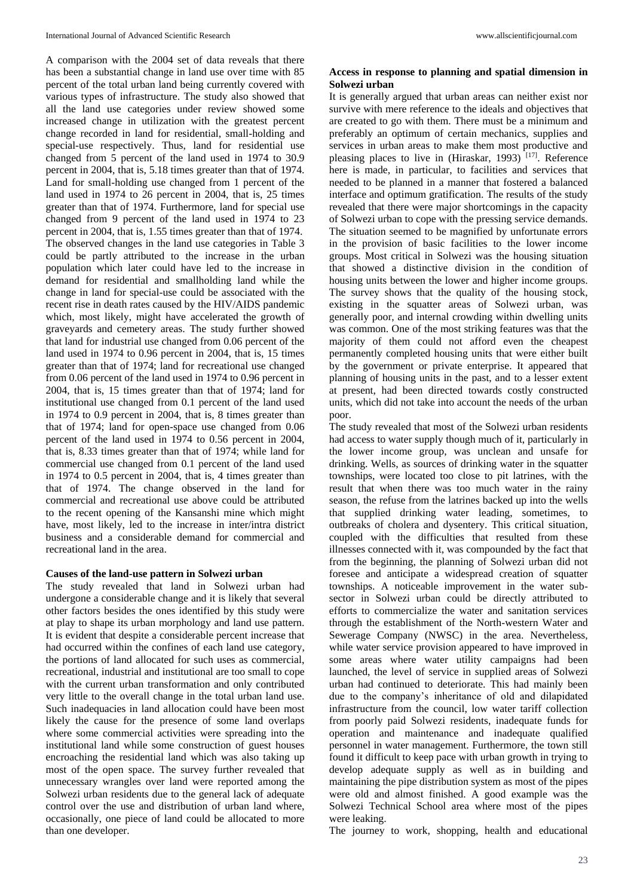A comparison with the 2004 set of data reveals that there has been a substantial change in land use over time with 85 percent of the total urban land being currently covered with various types of infrastructure. The study also showed that all the land use categories under review showed some increased change in utilization with the greatest percent change recorded in land for residential, small-holding and special-use respectively. Thus, land for residential use changed from 5 percent of the land used in 1974 to 30.9 percent in 2004, that is, 5.18 times greater than that of 1974. Land for small-holding use changed from 1 percent of the land used in 1974 to 26 percent in 2004, that is, 25 times greater than that of 1974. Furthermore, land for special use changed from 9 percent of the land used in 1974 to 23 percent in 2004, that is, 1.55 times greater than that of 1974. The observed changes in the land use categories in Table 3 could be partly attributed to the increase in the urban population which later could have led to the increase in demand for residential and smallholding land while the change in land for special-use could be associated with the recent rise in death rates caused by the HIV/AIDS pandemic which, most likely, might have accelerated the growth of graveyards and cemetery areas. The study further showed that land for industrial use changed from 0.06 percent of the land used in 1974 to 0.96 percent in 2004, that is, 15 times greater than that of 1974; land for recreational use changed from 0.06 percent of the land used in 1974 to 0.96 percent in 2004, that is, 15 times greater than that of 1974; land for institutional use changed from 0.1 percent of the land used in 1974 to 0.9 percent in 2004, that is, 8 times greater than that of 1974; land for open-space use changed from 0.06 percent of the land used in 1974 to 0.56 percent in 2004, that is, 8.33 times greater than that of 1974; while land for commercial use changed from 0.1 percent of the land used in 1974 to 0.5 percent in 2004, that is, 4 times greater than that of 1974. The change observed in the land for commercial and recreational use above could be attributed to the recent opening of the Kansanshi mine which might have, most likely, led to the increase in inter/intra district business and a considerable demand for commercial and recreational land in the area.

**Causes of the land-use pattern in Solwezi urban**

The study revealed that land in Solwezi urban had undergone a considerable change and it is likely that several other factors besides the ones identified by this study were at play to shape its urban morphology and land use pattern. It is evident that despite a considerable percent increase that had occurred within the confines of each land use category, the portions of land allocated for such uses as commercial, recreational, industrial and institutional are too small to cope with the current urban transformation and only contributed very little to the overall change in the total urban land use. Such inadequacies in land allocation could have been most likely the cause for the presence of some land overlaps where some commercial activities were spreading into the institutional land while some construction of guest houses encroaching the residential land which was also taking up most of the open space. The survey further revealed that unnecessary wrangles over land were reported among the Solwezi urban residents due to the general lack of adequate control over the use and distribution of urban land where, occasionally, one piece of land could be allocated to more than one developer.

**Access in response to planning and spatial dimension in Solwezi urban**

It is generally argued that urban areas can neither exist nor survive with mere reference to the ideals and objectives that are created to go with them. There must be a minimum and preferably an optimum of certain mechanics, supplies and services in urban areas to make them most productive and pleasing places to live in (Hiraskar, 1993) [17]. Reference here is made, in particular, to facilities and services that needed to be planned in a manner that fostered a balanced interface and optimum gratification. The results of the study revealed that there were major shortcomings in the capacity of Solwezi urban to cope with the pressing service demands. The situation seemed to be magnified by unfortunate errors in the provision of basic facilities to the lower income groups. Most critical in Solwezi was the housing situation that showed a distinctive division in the condition of housing units between the lower and higher income groups. The survey shows that the quality of the housing stock, existing in the squatter areas of Solwezi urban, was generally poor, and internal crowding within dwelling units was common. One of the most striking features was that the majority of them could not afford even the cheapest permanently completed housing units that were either built by the government or private enterprise. It appeared that planning of housing units in the past, and to a lesser extent at present, had been directed towards costly constructed units, which did not take into account the needs of the urban poor.

The study revealed that most of the Solwezi urban residents had access to water supply though much of it, particularly in the lower income group, was unclean and unsafe for drinking. Wells, as sources of drinking water in the squatter townships, were located too close to pit latrines, with the result that when there was too much water in the rainy season, the refuse from the latrines backed up into the wells that supplied drinking water leading, sometimes, to outbreaks of cholera and dysentery. This critical situation, coupled with the difficulties that resulted from these illnesses connected with it, was compounded by the fact that from the beginning, the planning of Solwezi urban did not foresee and anticipate a widespread creation of squatter townships. A noticeable improvement in the water sub-sector in Solwezi urban could be directly attributed to efforts to commercialize the water and sanitation services through the establishment of the North-western Water and Sewerage Company (NWSC) in the area. Nevertheless, while water service provision appeared to have improved in some areas where water utility campaigns had been launched, the level of service in supplied areas of Solwezi urban had continued to deteriorate. This had mainly been due to the company's inheritance of old and dilapidated infrastructure from the council, low water tariff collection from poorly paid Solwezi residents, inadequate funds for operation and maintenance and inadequate qualified personnel in water management. Furthermore, the town still found it difficult to keep pace with urban growth in trying to develop adequate supply as well as in building and maintaining the pipe distribution system as most of the pipes were old and almost finished. A good example was the Solwezi Technical School area where most of the pipes were leaking.

The journey to work, shopping, health and educational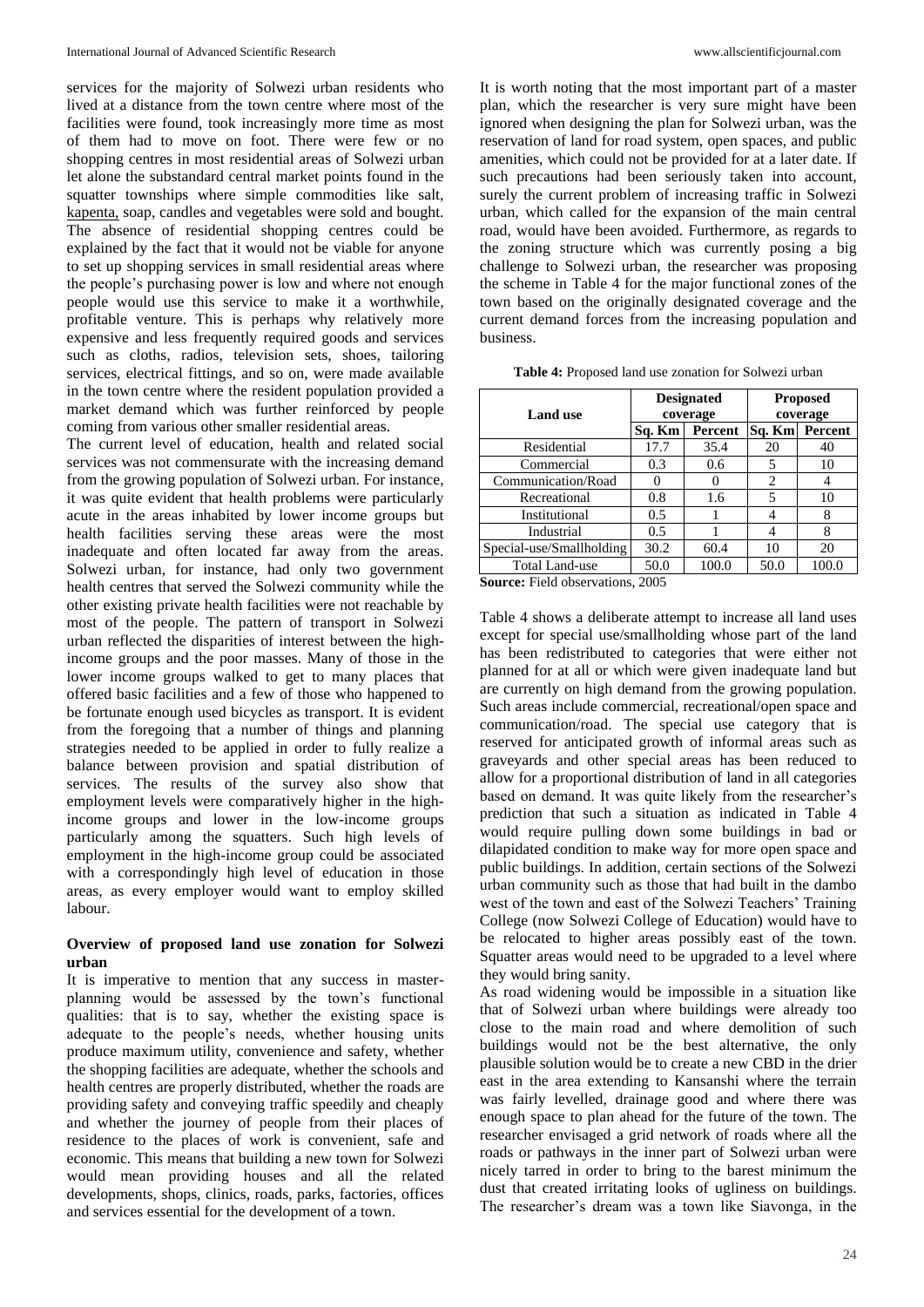services for the majority of Solwezi urban residents who lived at a distance from the town centre where most of the facilities were found, took increasingly more time as most of them had to move on foot. There were few or no shopping centres in most residential areas of Solwezi urban let alone the substandard central market points found in the squatter townships where simple commodities like salt, kapenta, soap, candles and vegetables were sold and bought. The absence of residential shopping centres could be explained by the fact that it would not be viable for anyone to set up shopping services in small residential areas where the people's purchasing power is low and where not enough people would use this service to make it a worthwhile, profitable venture. This is perhaps why relatively more expensive and less frequently required goods and services such as cloths, radios, television sets, shoes, tailoring services, electrical fittings, and so on, were made available in the town centre where the resident population provided a market demand which was further reinforced by people coming from various other smaller residential areas.

The current level of education, health and related social services was not commensurate with the increasing demand from the growing population of Solwezi urban. For instance, it was quite evident that health problems were particularly acute in the areas inhabited by lower income groups but health facilities serving these areas were the most inadequate and often located far away from the areas. Solwezi urban, for instance, had only two government health centres that served the Solwezi community while the other existing private health facilities were not reachable by most of the people. The pattern of transport in Solwezi urban reflected the disparities of interest between the high-income groups and the poor masses. Many of those in the lower income groups walked to get to many places that offered basic facilities and a few of those who happened to be fortunate enough used bicycles as transport. It is evident from the foregoing that a number of things and planning strategies needed to be applied in order to fully realize a balance between provision and spatial distribution of services. The results of the survey also show that employment levels were comparatively higher in the high-income groups and lower in the low-income groups particularly among the squatters. Such high levels of employment in the high-income group could be associated with a correspondingly high level of education in those areas, as every employer would want to employ skilled labour.

### Overview of proposed land use zonation for Solwezi urban

It is imperative to mention that any success in master-planning would be assessed by the town's functional qualities: that is to say, whether the existing space is adequate to the people's needs, whether housing units produce maximum utility, convenience and safety, whether the shopping facilities are adequate, whether the schools and health centres are properly distributed, whether the roads are providing safety and conveying traffic speedily and cheaply and whether the journey of people from their places of residence to the places of work is convenient, safe and economic. This means that building a new town for Solwezi would mean providing houses and all the related developments, shops, clinics, roads, parks, factories, offices and services essential for the development of a town.

It is worth noting that the most important part of a master plan, which the researcher is very sure might have been ignored when designing the plan for Solwezi urban, was the reservation of land for road system, open spaces, and public amenities, which could not be provided for at a later date. If such precautions had been seriously taken into account, surely the current problem of increasing traffic in Solwezi urban, which called for the expansion of the main central road, would have been avoided. Furthermore, as regards to the zoning structure which was currently posing a big challenge to Solwezi urban, the researcher was proposing the scheme in Table 4 for the major functional zones of the town based on the originally designated coverage and the current demand forces from the increasing population and business.

**Table 4:** Proposed land use zonation for Solwezi urban

| Land use | Designated coverage | | Proposed coverage | |
|---|---|---|---|---|
| | Sq. Km | Percent | Sq. Km | Percent |
| Residential | 17.7 | 35.4 | 20 | 40 |
| Commercial | 0.3 | 0.6 | 5 | 10 |
| Communication/Road | 0 | 0 | 2 | 4 |
| Recreational | 0.8 | 1.6 | 5 | 10 |
| Institutional | 0.5 | 1 | 4 | 8 |
| Industrial | 0.5 | 1 | 4 | 8 |
| Special-use/Smallholding | 30.2 | 60.4 | 10 | 20 |
| Total Land-use | 50.0 | 100.0 | 50.0 | 100.0 |

**Source:** Field observations, 2005

Table 4 shows a deliberate attempt to increase all land uses except for special use/smallholding whose part of the land has been redistributed to categories that were either not planned for at all or which were given inadequate land but are currently on high demand from the growing population. Such areas include commercial, recreational/open space and communication/road. The special use category that is reserved for anticipated growth of informal areas such as graveyards and other special areas has been reduced to allow for a proportional distribution of land in all categories based on demand. It was quite likely from the researcher's prediction that such a situation as indicated in Table 4 would require pulling down some buildings in bad or dilapidated condition to make way for more open space and public buildings. In addition, certain sections of the Solwezi urban community such as those that had built in the dambo west of the town and east of the Solwezi Teachers' Training College (now Solwezi College of Education) would have to be relocated to higher areas possibly east of the town. Squatter areas would need to be upgraded to a level where they would bring sanity.

As road widening would be impossible in a situation like that of Solwezi urban where buildings were already too close to the main road and where demolition of such buildings would not be the best alternative, the only plausible solution would be to create a new CBD in the drier east in the area extending to Kansanshi where the terrain was fairly levelled, drainage good and where there was enough space to plan ahead for the future of the town. The researcher envisaged a grid network of roads where all the roads or pathways in the inner part of Solwezi urban were nicely tarred in order to bring to the barest minimum the dust that created irritating looks of ugliness on buildings. The researcher's dream was a town like Siavonga, in the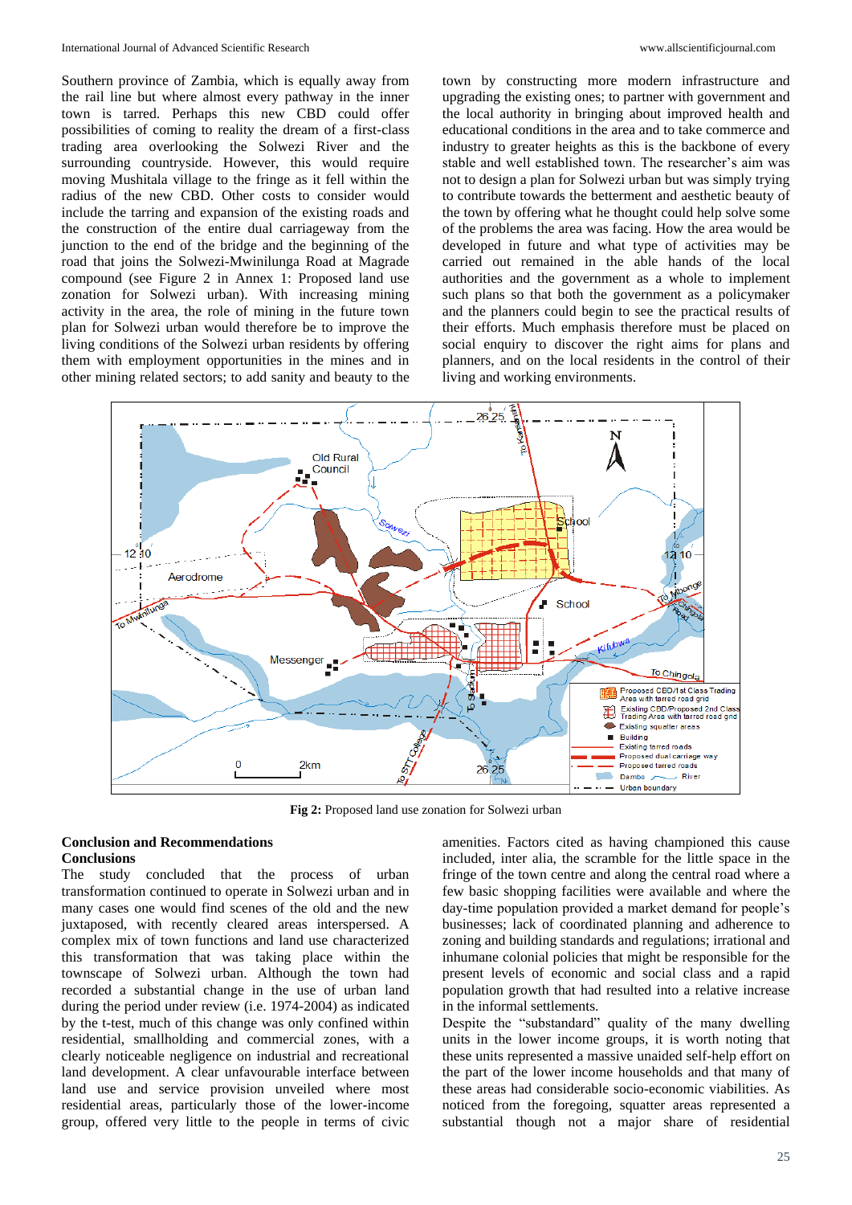Southern province of Zambia, which is equally away from the rail line but where almost every pathway in the inner town is tarred. Perhaps this new CBD could offer possibilities of coming to reality the dream of a first-class trading area overlooking the Solwezi River and the surrounding countryside. However, this would require moving Mushitala village to the fringe as it fell within the radius of the new CBD. Other costs to consider would include the tarring and expansion of the existing roads and the construction of the entire dual carriageway from the junction to the end of the bridge and the beginning of the road that joins the Solwezi-Mwinilunga Road at Magrade compound (see Figure 2 in Annex 1: Proposed land use zonation for Solwezi urban). With increasing mining activity in the area, the role of mining in the future town plan for Solwezi urban would therefore be to improve the living conditions of the Solwezi urban residents by offering them with employment opportunities in the mines and in other mining related sectors; to add sanity and beauty to the town by constructing more modern infrastructure and upgrading the existing ones; to partner with government and the local authority in bringing about improved health and educational conditions in the area and to take commerce and industry to greater heights as this is the backbone of every stable and well established town. The researcher's aim was not to design a plan for Solwezi urban but was simply trying to contribute towards the betterment and aesthetic beauty of the town by offering what he thought could help solve some of the problems the area was facing. How the area would be developed in future and what type of activities may be carried out remained in the able hands of the local authorities and the government as a whole to implement such plans so that both the government as a policymaker and the planners could begin to see the practical results of their efforts. Much emphasis therefore must be placed on social enquiry to discover the right aims for plans and planners, and on the local residents in the control of their living and working environments.

**Fig 2:** Proposed land use zonation for Solwezi urban

## Conclusion and Recommendations

### Conclusions

The study concluded that the process of urban transformation continued to operate in Solwezi urban and in many cases one would find scenes of the old and the new juxtaposed, with recently cleared areas interspersed. A complex mix of town functions and land use characterized this transformation that was taking place within the townscape of Solwezi urban. Although the town had recorded a substantial change in the use of urban land during the period under review (i.e. 1974-2004) as indicated by the t-test, much of this change was only confined within residential, smallholding and commercial zones, with a clearly noticeable negligence on industrial and recreational land development. A clear unfavourable interface between land use and service provision unveiled where most residential areas, particularly those of the lower-income group, offered very little to the people in terms of civic amenities. Factors cited as having championed this cause included, inter alia, the scramble for the little space in the fringe of the town centre and along the central road where a few basic shopping facilities were available and where the day-time population provided a market demand for people's businesses; lack of coordinated planning and adherence to zoning and building standards and regulations; irrational and inhumane colonial policies that might be responsible for the present levels of economic and social class and a rapid population growth that had resulted into a relative increase in the informal settlements.

Despite the "substandard" quality of the many dwelling units in the lower income groups, it is worth noting that these units represented a massive unaided self-help effort on the part of the lower income households and that many of these areas had considerable socio-economic viabilities. As noticed from the foregoing, squatter areas represented a substantial though not a major share of residential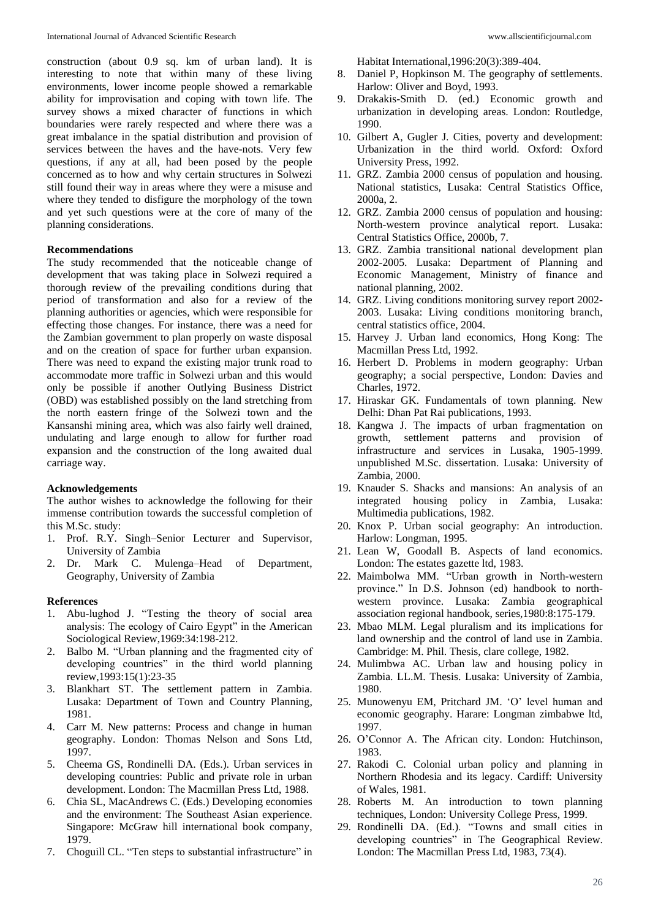construction (about 0.9 sq. km of urban land). It is interesting to note that within many of these living environments, lower income people showed a remarkable ability for improvisation and coping with town life. The survey shows a mixed character of functions in which boundaries were rarely respected and where there was a great imbalance in the spatial distribution and provision of services between the haves and the have-nots. Very few questions, if any at all, had been posed by the people concerned as to how and why certain structures in Solwezi still found their way in areas where they were a misuse and where they tended to disfigure the morphology of the town and yet such questions were at the core of many of the planning considerations.

**Recommendations**

The study recommended that the noticeable change of development that was taking place in Solwezi required a thorough review of the prevailing conditions during that period of transformation and also for a review of the planning authorities or agencies, which were responsible for effecting those changes. For instance, there was a need for the Zambian government to plan properly on waste disposal and on the creation of space for further urban expansion. There was need to expand the existing major trunk road to accommodate more traffic in Solwezi urban and this would only be possible if another Outlying Business District (OBD) was established possibly on the land stretching from the north eastern fringe of the Solwezi town and the Kansanshi mining area, which was also fairly well drained, undulating and large enough to allow for further road expansion and the construction of the long awaited dual carriage way.

**Acknowledgements**

The author wishes to acknowledge the following for their immense contribution towards the successful completion of this M.Sc. study:

1. Prof. R.Y. Singh–Senior Lecturer and Supervisor, University of Zambia
2. Dr. Mark C. Mulenga–Head of Department, Geography, University of Zambia

**References**

1. Abu-lughod J. "Testing the theory of social area analysis: The ecology of Cairo Egypt" in the American Sociological Review,1969:34:198-212.
2. Balbo M. "Urban planning and the fragmented city of developing countries" in the third world planning review,1993:15(1):23-35
3. Blankhart ST. The settlement pattern in Zambia. Lusaka: Department of Town and Country Planning, 1981.
4. Carr M. New patterns: Process and change in human geography. London: Thomas Nelson and Sons Ltd, 1997.
5. Cheema GS, Rondinelli DA. (Eds.). Urban services in developing countries: Public and private role in urban development. London: The Macmillan Press Ltd, 1988.
6. Chia SL, MacAndrews C. (Eds.) Developing economies and the environment: The Southeast Asian experience. Singapore: McGraw hill international book company, 1979.
7. Choguill CL. "Ten steps to substantial infrastructure" in Habitat International,1996:20(3):389-404.
8. Daniel P, Hopkinson M. The geography of settlements. Harlow: Oliver and Boyd, 1993.
9. Drakakis-Smith D. (ed.) Economic growth and urbanization in developing areas. London: Routledge, 1990.
10. Gilbert A, Gugler J. Cities, poverty and development: Urbanization in the third world. Oxford: Oxford University Press, 1992.
11. GRZ. Zambia 2000 census of population and housing. National statistics, Lusaka: Central Statistics Office, 2000a, 2.
12. GRZ. Zambia 2000 census of population and housing: North-western province analytical report. Lusaka: Central Statistics Office, 2000b, 7.
13. GRZ. Zambia transitional national development plan 2002-2005. Lusaka: Department of Planning and Economic Management, Ministry of finance and national planning, 2002.
14. GRZ. Living conditions monitoring survey report 2002-2003. Lusaka: Living conditions monitoring branch, central statistics office, 2004.
15. Harvey J. Urban land economics, Hong Kong: The Macmillan Press Ltd, 1992.
16. Herbert D. Problems in modern geography: Urban geography; a social perspective, London: Davies and Charles, 1972.
17. Hiraskar GK. Fundamentals of town planning. New Delhi: Dhan Pat Rai publications, 1993.
18. Kangwa J. The impacts of urban fragmentation on growth, settlement patterns and provision of infrastructure and services in Lusaka, 1905-1999. unpublished M.Sc. dissertation. Lusaka: University of Zambia, 2000.
19. Knauder S. Shacks and mansions: An analysis of an integrated housing policy in Zambia, Lusaka: Multimedia publications, 1982.
20. Knox P. Urban social geography: An introduction. Harlow: Longman, 1995.
21. Lean W, Goodall B. Aspects of land economics. London: The estates gazette ltd, 1983.
22. Maimbolwa MM. "Urban growth in North-western province." In D.S. Johnson (ed) handbook to north-western province. Lusaka: Zambia geographical association regional handbook, series,1980:8:175-179.
23. Mbao MLM. Legal pluralism and its implications for land ownership and the control of land use in Zambia. Cambridge: M. Phil. Thesis, clare college, 1982.
24. Mulimbwa AC. Urban law and housing policy in Zambia. LL.M. Thesis. Lusaka: University of Zambia, 1980.
25. Munowenyu EM, Pritchard JM. 'O' level human and economic geography. Harare: Longman zimbabwe ltd, 1997.
26. O'Connor A. The African city. London: Hutchinson, 1983.
27. Rakodi C. Colonial urban policy and planning in Northern Rhodesia and its legacy. Cardiff: University of Wales, 1981.
28. Roberts M. An introduction to town planning techniques, London: University College Press, 1999.
29. Rondinelli DA. (Ed.). "Towns and small cities in developing countries" in The Geographical Review. London: The Macmillan Press Ltd, 1983, 73(4).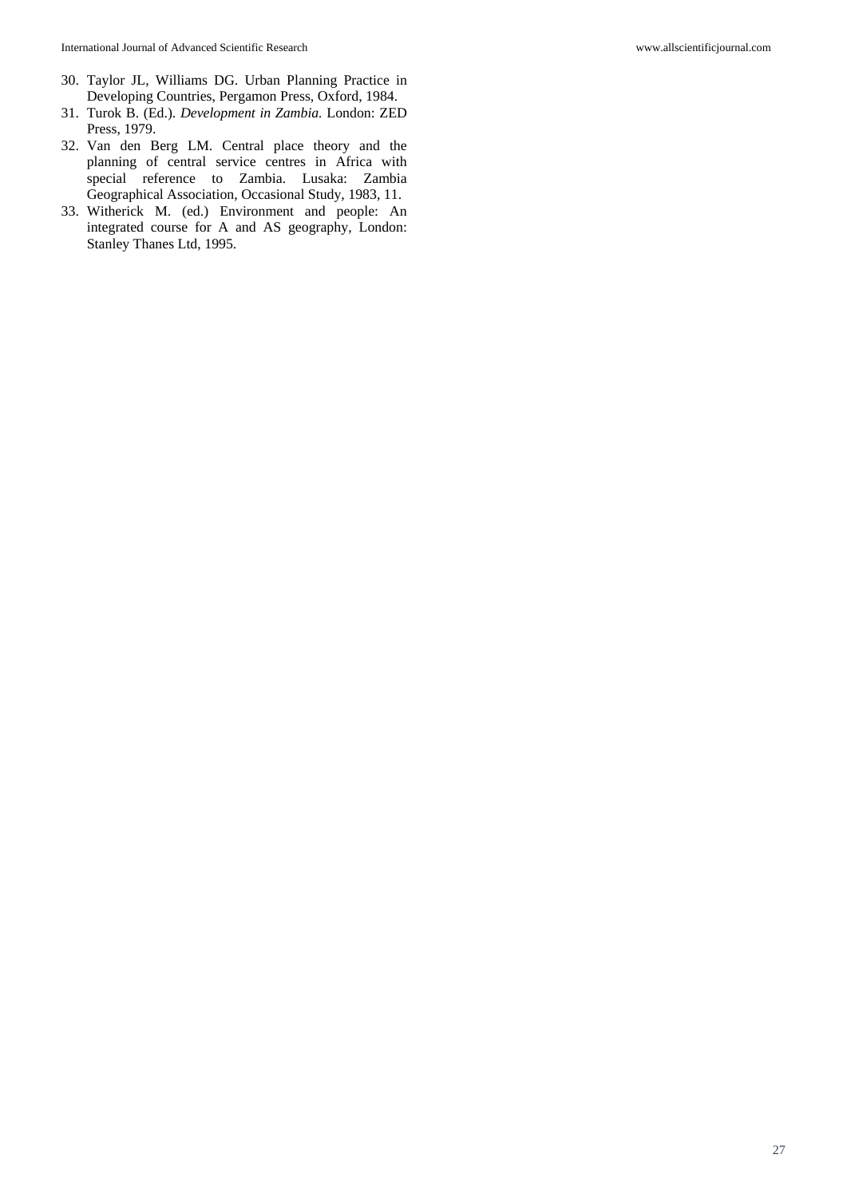30. Taylor JL, Williams DG. Urban Planning Practice in Developing Countries, Pergamon Press, Oxford, 1984.
31. Turok B. (Ed.). *Development in Zambia.* London: ZED Press, 1979.
32. Van den Berg LM. Central place theory and the planning of central service centres in Africa with special reference to Zambia. Lusaka: Zambia Geographical Association, Occasional Study, 1983, 11.
33. Witherick M. (ed.) Environment and people: An integrated course for A and AS geography, London: Stanley Thanes Ltd, 1995.